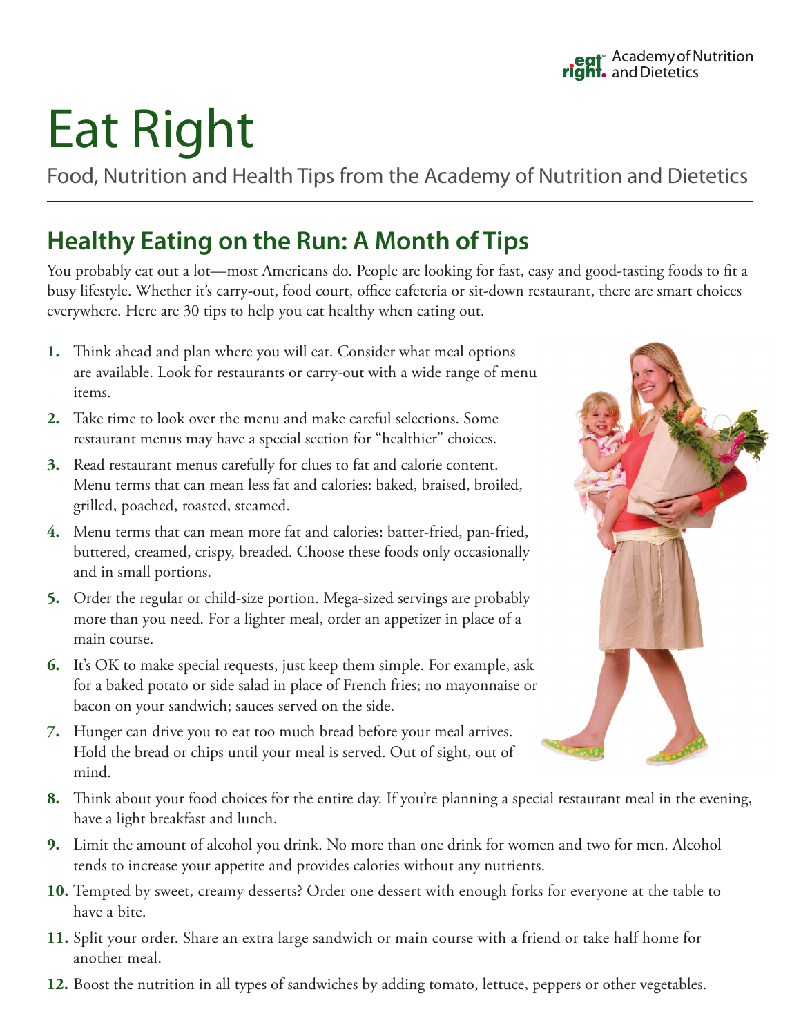Academy of Nutrition and Dietetics

# Eat Right

Food, Nutrition and Health Tips from the Academy of Nutrition and Dietetics

## Healthy Eating on the Run: A Month of Tips

You probably eat out a lot—most Americans do. People are looking for fast, easy and good-tasting foods to fit a busy lifestyle. Whether it's carry-out, food court, office cafeteria or sit-down restaurant, there are smart choices everywhere. Here are 30 tips to help you eat healthy when eating out.

1. Think ahead and plan where you will eat. Consider what meal options are available. Look for restaurants or carry-out with a wide range of menu items.
2. Take time to look over the menu and make careful selections. Some restaurant menus may have a special section for "healthier" choices.
3. Read restaurant menus carefully for clues to fat and calorie content. Menu terms that can mean less fat and calories: baked, braised, broiled, grilled, poached, roasted, steamed.
4. Menu terms that can mean more fat and calories: batter-fried, pan-fried, buttered, creamed, crispy, breaded. Choose these foods only occasionally and in small portions.
5. Order the regular or child-size portion. Mega-sized servings are probably more than you need. For a lighter meal, order an appetizer in place of a main course.
6. It's OK to make special requests, just keep them simple. For example, ask for a baked potato or side salad in place of French fries; no mayonnaise or bacon on your sandwich; sauces served on the side.
7. Hunger can drive you to eat too much bread before your meal arrives. Hold the bread or chips until your meal is served. Out of sight, out of mind.
8. Think about your food choices for the entire day. If you're planning a special restaurant meal in the evening, have a light breakfast and lunch.
9. Limit the amount of alcohol you drink. No more than one drink for women and two for men. Alcohol tends to increase your appetite and provides calories without any nutrients.
10. Tempted by sweet, creamy desserts? Order one dessert with enough forks for everyone at the table to have a bite.
11. Split your order. Share an extra large sandwich or main course with a friend or take half home for another meal.
12. Boost the nutrition in all types of sandwiches by adding tomato, lettuce, peppers or other vegetables.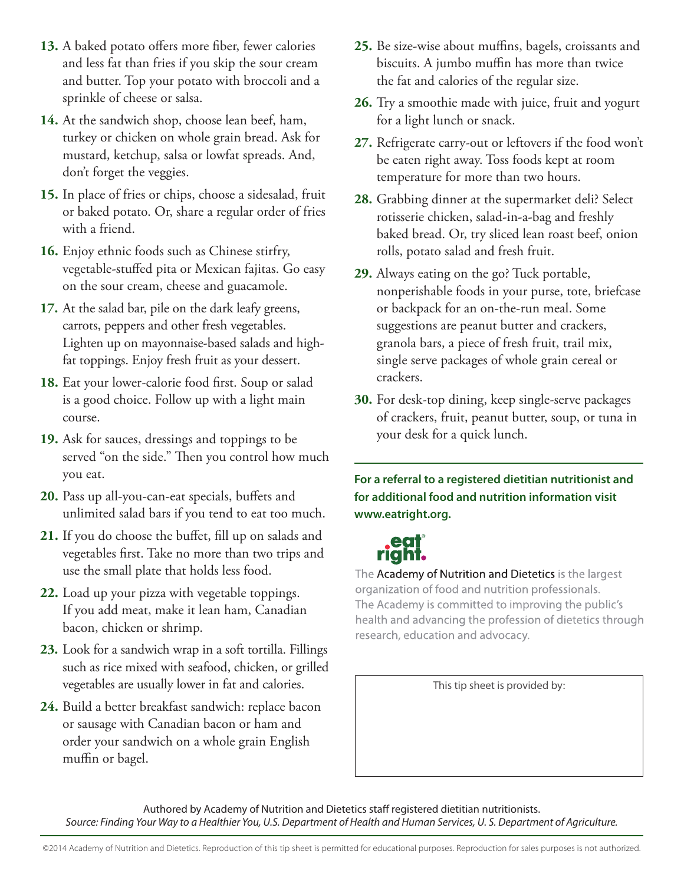13. A baked potato offers more fiber, fewer calories and less fat than fries if you skip the sour cream and butter. Top your potato with broccoli and a sprinkle of cheese or salsa.

14. At the sandwich shop, choose lean beef, ham, turkey or chicken on whole grain bread. Ask for mustard, ketchup, salsa or lowfat spreads. And, don't forget the veggies.

15. In place of fries or chips, choose a sidesalad, fruit or baked potato. Or, share a regular order of fries with a friend.

16. Enjoy ethnic foods such as Chinese stirfry, vegetable-stuffed pita or Mexican fajitas. Go easy on the sour cream, cheese and guacamole.

17. At the salad bar, pile on the dark leafy greens, carrots, peppers and other fresh vegetables. Lighten up on mayonnaise-based salads and high-fat toppings. Enjoy fresh fruit as your dessert.

18. Eat your lower-calorie food first. Soup or salad is a good choice. Follow up with a light main course.

19. Ask for sauces, dressings and toppings to be served "on the side." Then you control how much you eat.

20. Pass up all-you-can-eat specials, buffets and unlimited salad bars if you tend to eat too much.

21. If you do choose the buffet, fill up on salads and vegetables first. Take no more than two trips and use the small plate that holds less food.

22. Load up your pizza with vegetable toppings. If you add meat, make it lean ham, Canadian bacon, chicken or shrimp.

23. Look for a sandwich wrap in a soft tortilla. Fillings such as rice mixed with seafood, chicken, or grilled vegetables are usually lower in fat and calories.

24. Build a better breakfast sandwich: replace bacon or sausage with Canadian bacon or ham and order your sandwich on a whole grain English muffin or bagel.

25. Be size-wise about muffins, bagels, croissants and biscuits. A jumbo muffin has more than twice the fat and calories of the regular size.

26. Try a smoothie made with juice, fruit and yogurt for a light lunch or snack.

27. Refrigerate carry-out or leftovers if the food won't be eaten right away. Toss foods kept at room temperature for more than two hours.

28. Grabbing dinner at the supermarket deli? Select rotisserie chicken, salad-in-a-bag and freshly baked bread. Or, try sliced lean roast beef, onion rolls, potato salad and fresh fruit.

29. Always eating on the go? Tuck portable, nonperishable foods in your purse, tote, briefcase or backpack for an on-the-run meal. Some suggestions are peanut butter and crackers, granola bars, a piece of fresh fruit, trail mix, single serve packages of whole grain cereal or crackers.

30. For desk-top dining, keep single-serve packages of crackers, fruit, peanut butter, soup, or tuna in your desk for a quick lunch.

**For a referral to a registered dietitian nutritionist and for additional food and nutrition information visit www.eatright.org.**

eat right.

The Academy of Nutrition and Dietetics is the largest organization of food and nutrition professionals. The Academy is committed to improving the public's health and advancing the profession of dietetics through research, education and advocacy.

This tip sheet is provided by:

Authored by Academy of Nutrition and Dietetics staff registered dietitian nutritionists.
*Source: Finding Your Way to a Healthier You, U.S. Department of Health and Human Services, U. S. Department of Agriculture.*

©2014 Academy of Nutrition and Dietetics. Reproduction of this tip sheet is permitted for educational purposes. Reproduction for sales purposes is not authorized.